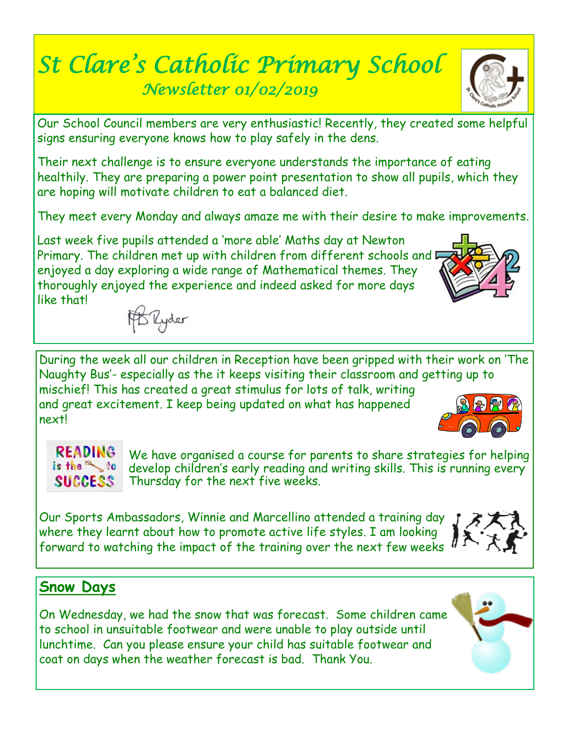# *St Clare's Catholic Primary School*

## *Newsletter 01/02/2019*

Our School Council members are very enthusiastic! Recently, they created some helpful signs ensuring everyone knows how to play safely in the dens.

Their next challenge is to ensure everyone understands the importance of eating healthily. They are preparing a power point presentation to show all pupils, which they are hoping will motivate children to eat a balanced diet.

They meet every Monday and always amaze me with their desire to make improvements.

Last week five pupils attended a 'more able' Maths day at Newton Primary. The children met up with children from different schools and enjoyed a day exploring a wide range of Mathematical themes. They thoroughly enjoyed the experience and indeed asked for more days like that!

AB Ryder

During the week all our children in Reception have been gripped with their work on 'The Naughty Bus'- especially as the it keeps visiting their classroom and getting up to mischief! This has created a great stimulus for lots of talk, writing and great excitement. I keep being updated on what has happened next!

We have organised a course for parents to share strategies for helping develop children's early reading and writing skills. This is running every Thursday for the next five weeks.

Our Sports Ambassadors, Winnie and Marcellino attended a training day where they learnt about how to promote active life styles. I am looking forward to watching the impact of the training over the next few weeks

## **Snow Days**

On Wednesday, we had the snow that was forecast. Some children came to school in unsuitable footwear and were unable to play outside until lunchtime. Can you please ensure your child has suitable footwear and coat on days when the weather forecast is bad. Thank You.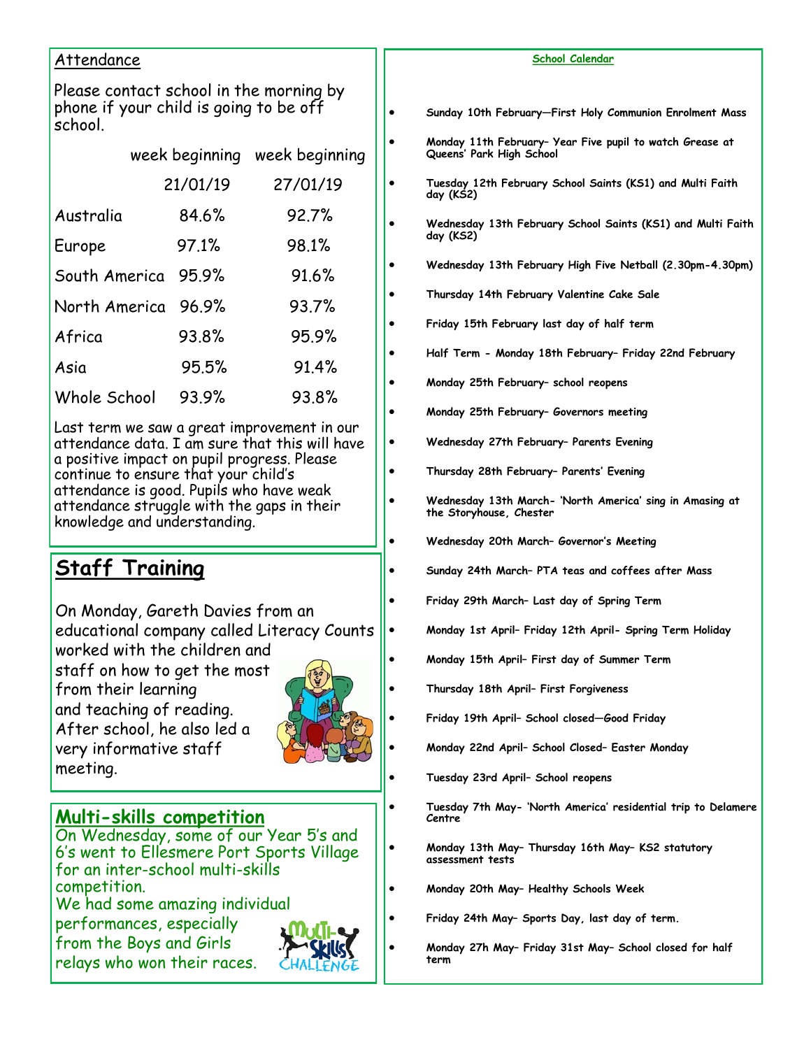## Attendance

Please contact school in the morning by phone if your child is going to be off school.

| | week beginning 21/01/19 | week beginning 27/01/19 |
|---|---|---|
| Australia | 84.6% | 92.7% |
| Europe | 97.1% | 98.1% |
| South America | 95.9% | 91.6% |
| North America | 96.9% | 93.7% |
| Africa | 93.8% | 95.9% |
| Asia | 95.5% | 91.4% |
| Whole School | 93.9% | 93.8% |

Last term we saw a great improvement in our attendance data. I am sure that this will have a positive impact on pupil progress. Please continue to ensure that your child's attendance is good. Pupils who have weak attendance struggle with the gaps in their knowledge and understanding.

## Staff Training

On Monday, Gareth Davies from an educational company called Literacy Counts worked with the children and staff on how to get the most from their learning and teaching of reading. After school, he also led a very informative staff meeting.

## Multi-skills competition

On Wednesday, some of our Year 5's and 6's went to Ellesmere Port Sports Village for an inter-school multi-skills competition.
We had some amazing individual performances, especially from the Boys and Girls relays who won their races.

## School Calendar

- Sunday 10th February—First Holy Communion Enrolment Mass
- Monday 11th February– Year Five pupil to watch Grease at Queens' Park High School
- Tuesday 12th February School Saints (KS1) and Multi Faith day (KS2)
- Wednesday 13th February School Saints (KS1) and Multi Faith day (KS2)
- Wednesday 13th February High Five Netball (2.30pm-4.30pm)
- Thursday 14th February Valentine Cake Sale
- Friday 15th February last day of half term
- Half Term - Monday 18th February– Friday 22nd February
- Monday 25th February– school reopens
- Monday 25th February– Governors meeting
- Wednesday 27th February– Parents Evening
- Thursday 28th February– Parents' Evening
- Wednesday 13th March- 'North America' sing in Amasing at the Storyhouse, Chester
- Wednesday 20th March– Governor's Meeting
- Sunday 24th March– PTA teas and coffees after Mass
- Friday 29th March– Last day of Spring Term
- Monday 1st April– Friday 12th April- Spring Term Holiday
- Monday 15th April– First day of Summer Term
- Thursday 18th April– First Forgiveness
- Friday 19th April– School closed—Good Friday
- Monday 22nd April– School Closed– Easter Monday
- Tuesday 23rd April– School reopens
- Tuesday 7th May- 'North America' residential trip to Delamere Centre
- Monday 13th May– Thursday 16th May– KS2 statutory assessment tests
- Monday 20th May– Healthy Schools Week
- Friday 24th May– Sports Day, last day of term.
- Monday 27th May– Friday 31st May– School closed for half term